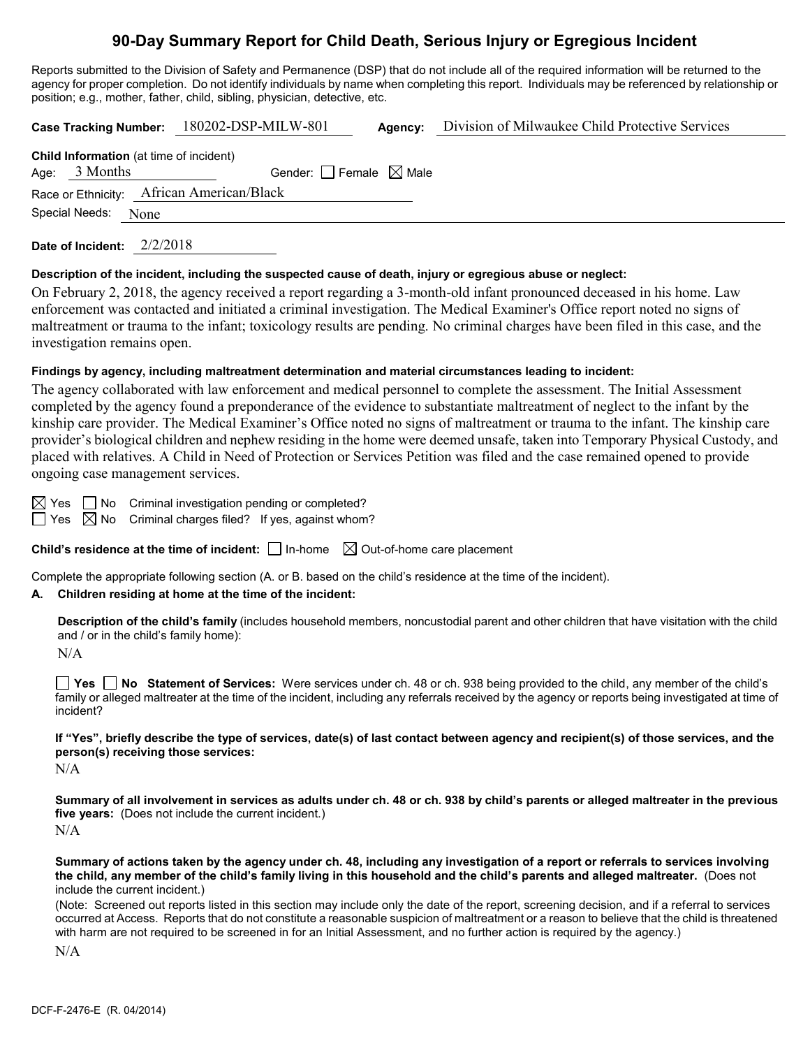# 90-Day Summary Report for Child Death, Serious Injury or Egregious Incident

Reports submitted to the Division of Safety and Permanence (DSP) that do not include all of the required information will be returned to the agency for proper completion. Do not identify individuals by name when completing this report. Individuals may be referenced by relationship or position; e.g., mother, father, child, sibling, physician, detective, etc.

**Case Tracking Number:** 180202-DSP-MILW-801 **Agency:** Division of Milwaukee Child Protective Services

**Child Information** (at time of incident)

Age: 3 Months Gender: ☐ Female ☒ Male

Race or Ethnicity: African American/Black

Special Needs: None

**Date of Incident:** 2/2/2018

**Description of the incident, including the suspected cause of death, injury or egregious abuse or neglect:**

On February 2, 2018, the agency received a report regarding a 3-month-old infant pronounced deceased in his home. Law enforcement was contacted and initiated a criminal investigation. The Medical Examiner's Office report noted no signs of maltreatment or trauma to the infant; toxicology results are pending. No criminal charges have been filed in this case, and the investigation remains open.

**Findings by agency, including maltreatment determination and material circumstances leading to incident:**

The agency collaborated with law enforcement and medical personnel to complete the assessment. The Initial Assessment completed by the agency found a preponderance of the evidence to substantiate maltreatment of neglect to the infant by the kinship care provider. The Medical Examiner's Office noted no signs of maltreatment or trauma to the infant. The kinship care provider's biological children and nephew residing in the home were deemed unsafe, taken into Temporary Physical Custody, and placed with relatives. A Child in Need of Protection or Services Petition was filed and the case remained opened to provide ongoing case management services.

☒ Yes ☐ No Criminal investigation pending or completed?

☐ Yes ☒ No Criminal charges filed? If yes, against whom?

**Child's residence at the time of incident:** ☐ In-home ☒ Out-of-home care placement

Complete the appropriate following section (A. or B. based on the child's residence at the time of the incident).

**A. Children residing at home at the time of the incident:**

**Description of the child's family** (includes household members, noncustodial parent and other children that have visitation with the child and / or in the child's family home):

N/A

☐ **Yes** ☐ **No Statement of Services:** Were services under ch. 48 or ch. 938 being provided to the child, any member of the child's family or alleged maltreater at the time of the incident, including any referrals received by the agency or reports being investigated at time of incident?

**If "Yes", briefly describe the type of services, date(s) of last contact between agency and recipient(s) of those services, and the person(s) receiving those services:**

N/A

**Summary of all involvement in services as adults under ch. 48 or ch. 938 by child's parents or alleged maltreater in the previous five years:** (Does not include the current incident.)

N/A

**Summary of actions taken by the agency under ch. 48, including any investigation of a report or referrals to services involving the child, any member of the child's family living in this household and the child's parents and alleged maltreater.** (Does not include the current incident.)

(Note: Screened out reports listed in this section may include only the date of the report, screening decision, and if a referral to services occurred at Access. Reports that do not constitute a reasonable suspicion of maltreatment or a reason to believe that the child is threatened with harm are not required to be screened in for an Initial Assessment, and no further action is required by the agency.)

N/A

DCF-F-2476-E (R. 04/2014)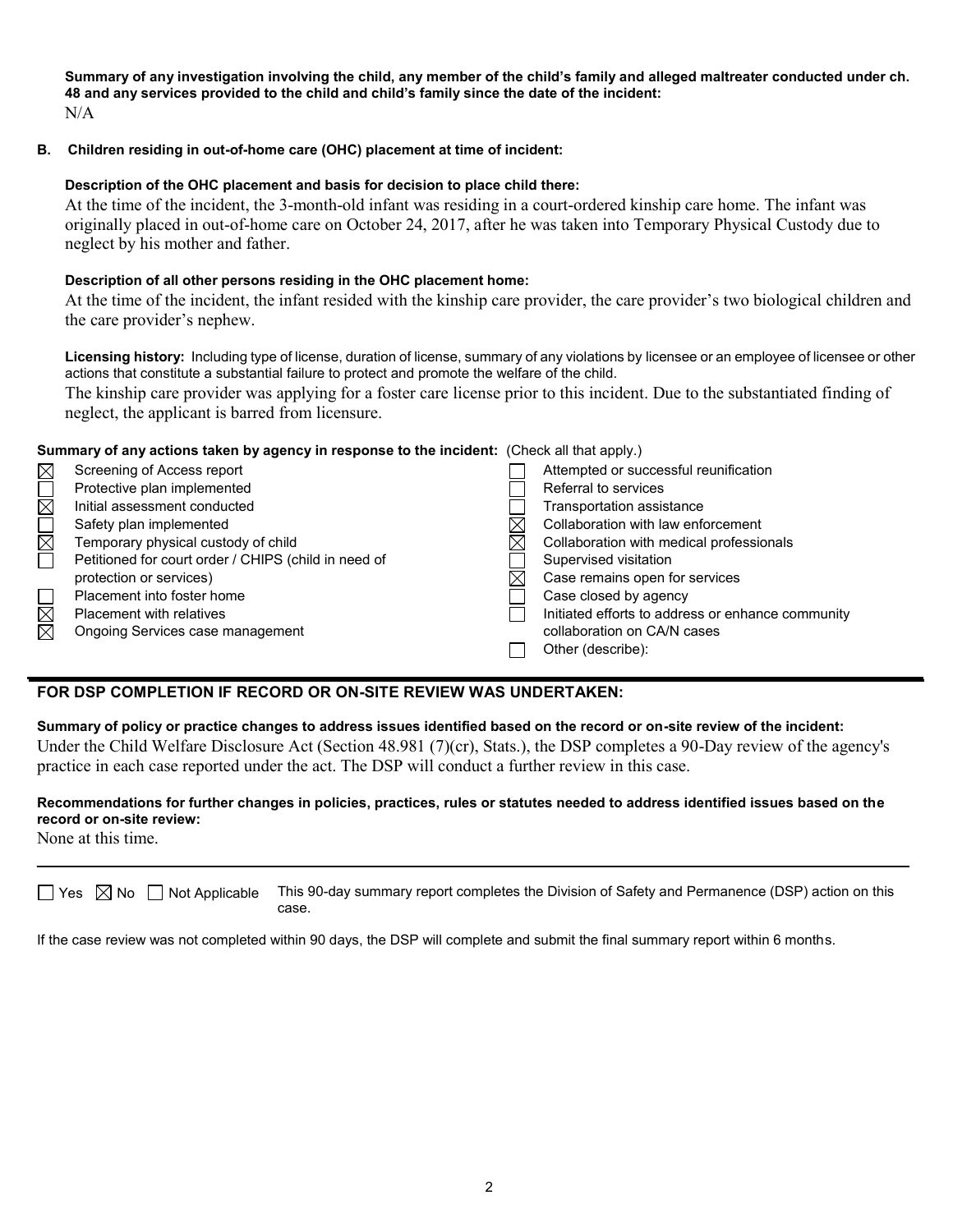**Summary of any investigation involving the child, any member of the child's family and alleged maltreater conducted under ch. 48 and any services provided to the child and child's family since the date of the incident:**

N/A

**B. Children residing in out-of-home care (OHC) placement at time of incident:**

**Description of the OHC placement and basis for decision to place child there:**

At the time of the incident, the 3-month-old infant was residing in a court-ordered kinship care home. The infant was originally placed in out-of-home care on October 24, 2017, after he was taken into Temporary Physical Custody due to neglect by his mother and father.

**Description of all other persons residing in the OHC placement home:**

At the time of the incident, the infant resided with the kinship care provider, the care provider's two biological children and the care provider's nephew.

**Licensing history:** Including type of license, duration of license, summary of any violations by licensee or an employee of licensee or other actions that constitute a substantial failure to protect and promote the welfare of the child.

The kinship care provider was applying for a foster care license prior to this incident. Due to the substantiated finding of neglect, the applicant is barred from licensure.

**Summary of any actions taken by agency in response to the incident:** (Check all that apply.)

- ☒ Screening of Access report
- ☐ Protective plan implemented
- ☒ Initial assessment conducted
- ☐ Safety plan implemented
- ☒ Temporary physical custody of child
- ☐ Petitioned for court order / CHIPS (child in need of protection or services)
- ☐ Placement into foster home
- ☒ Placement with relatives
- ☒ Ongoing Services case management
- ☐ Attempted or successful reunification
- ☐ Referral to services
- ☐ Transportation assistance
- ☒ Collaboration with law enforcement
- ☒ Collaboration with medical professionals
- ☐ Supervised visitation
- ☒ Case remains open for services
- ☐ Case closed by agency
- ☐ Initiated efforts to address or enhance community collaboration on CA/N cases
- ☐ Other (describe):

## FOR DSP COMPLETION IF RECORD OR ON-SITE REVIEW WAS UNDERTAKEN:

**Summary of policy or practice changes to address issues identified based on the record or on-site review of the incident:**

Under the Child Welfare Disclosure Act (Section 48.981 (7)(cr), Stats.), the DSP completes a 90-Day review of the agency's practice in each case reported under the act. The DSP will conduct a further review in this case.

**Recommendations for further changes in policies, practices, rules or statutes needed to address identified issues based on the record or on-site review:**

None at this time.

---

☐ Yes ☒ No ☐ Not Applicable This 90-day summary report completes the Division of Safety and Permanence (DSP) action on this case.

If the case review was not completed within 90 days, the DSP will complete and submit the final summary report within 6 months.